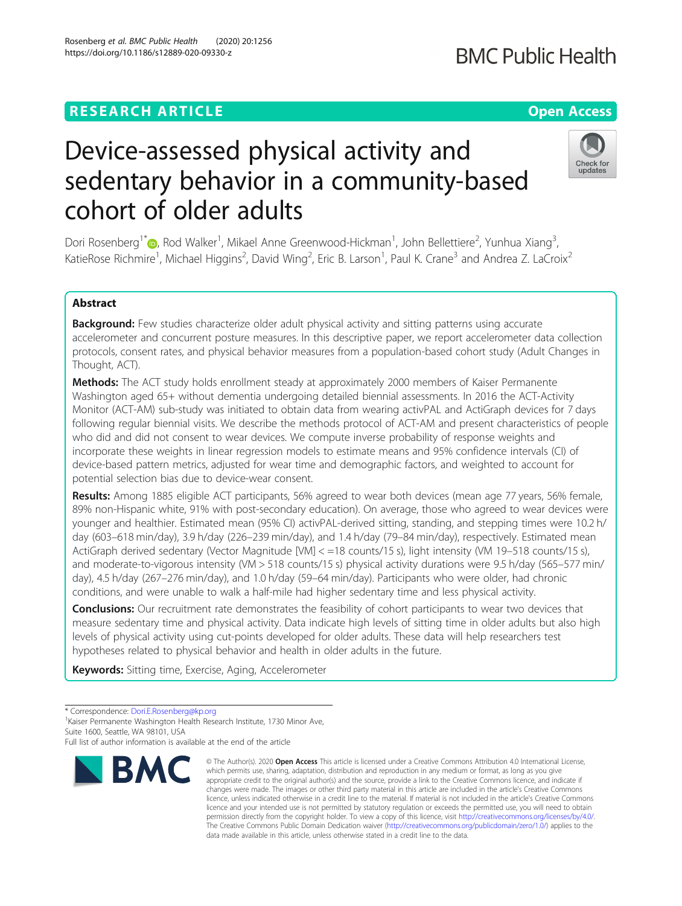RESEARCH ARTICLE

Open Access

# Device-assessed physical activity and sedentary behavior in a community-based cohort of older adults

Dori Rosenberg[1*], Rod Walker[1], Mikael Anne Greenwood-Hickman[1], John Bellettiere[2], Yunhua Xiang[3], KatieRose Richmire[1], Michael Higgins[2], David Wing[2], Eric B. Larson[1], Paul K. Crane[3] and Andrea Z. LaCroix[2]

## Abstract

**Background:** Few studies characterize older adult physical activity and sitting patterns using accurate accelerometer and concurrent posture measures. In this descriptive paper, we report accelerometer data collection protocols, consent rates, and physical behavior measures from a population-based cohort study (Adult Changes in Thought, ACT).

**Methods:** The ACT study holds enrollment steady at approximately 2000 members of Kaiser Permanente Washington aged 65+ without dementia undergoing detailed biennial assessments. In 2016 the ACT-Activity Monitor (ACT-AM) sub-study was initiated to obtain data from wearing activPAL and ActiGraph devices for 7 days following regular biennial visits. We describe the methods protocol of ACT-AM and present characteristics of people who did and did not consent to wear devices. We compute inverse probability of response weights and incorporate these weights in linear regression models to estimate means and 95% confidence intervals (CI) of device-based pattern metrics, adjusted for wear time and demographic factors, and weighted to account for potential selection bias due to device-wear consent.

**Results:** Among 1885 eligible ACT participants, 56% agreed to wear both devices (mean age 77 years, 56% female, 89% non-Hispanic white, 91% with post-secondary education). On average, those who agreed to wear devices were younger and healthier. Estimated mean (95% CI) activPAL-derived sitting, standing, and stepping times were 10.2 h/day (603–618 min/day), 3.9 h/day (226–239 min/day), and 1.4 h/day (79–84 min/day), respectively. Estimated mean ActiGraph derived sedentary (Vector Magnitude [VM] < =18 counts/15 s), light intensity (VM 19–518 counts/15 s), and moderate-to-vigorous intensity (VM > 518 counts/15 s) physical activity durations were 9.5 h/day (565–577 min/day), 4.5 h/day (267–276 min/day), and 1.0 h/day (59–64 min/day). Participants who were older, had chronic conditions, and were unable to walk a half-mile had higher sedentary time and less physical activity.

**Conclusions:** Our recruitment rate demonstrates the feasibility of cohort participants to wear two devices that measure sedentary time and physical activity. Data indicate high levels of sitting time in older adults but also high levels of physical activity using cut-points developed for older adults. These data will help researchers test hypotheses related to physical behavior and health in older adults in the future.

**Keywords:** Sitting time, Exercise, Aging, Accelerometer

---

* Correspondence: Dori.E.Rosenberg@kp.org
[1]Kaiser Permanente Washington Health Research Institute, 1730 Minor Ave, Suite 1600, Seattle, WA 98101, USA
Full list of author information is available at the end of the article

© The Author(s). 2020 **Open Access** This article is licensed under a Creative Commons Attribution 4.0 International License, which permits use, sharing, adaptation, distribution and reproduction in any medium or format, as long as you give appropriate credit to the original author(s) and the source, provide a link to the Creative Commons licence, and indicate if changes were made. The images or other third party material in this article are included in the article's Creative Commons licence, unless indicated otherwise in a credit line to the material. If material is not included in the article's Creative Commons licence and your intended use is not permitted by statutory regulation or exceeds the permitted use, you will need to obtain permission directly from the copyright holder. To view a copy of this licence, visit http://creativecommons.org/licenses/by/4.0/. The Creative Commons Public Domain Dedication waiver (http://creativecommons.org/publicdomain/zero/1.0/) applies to the data made available in this article, unless otherwise stated in a credit line to the data.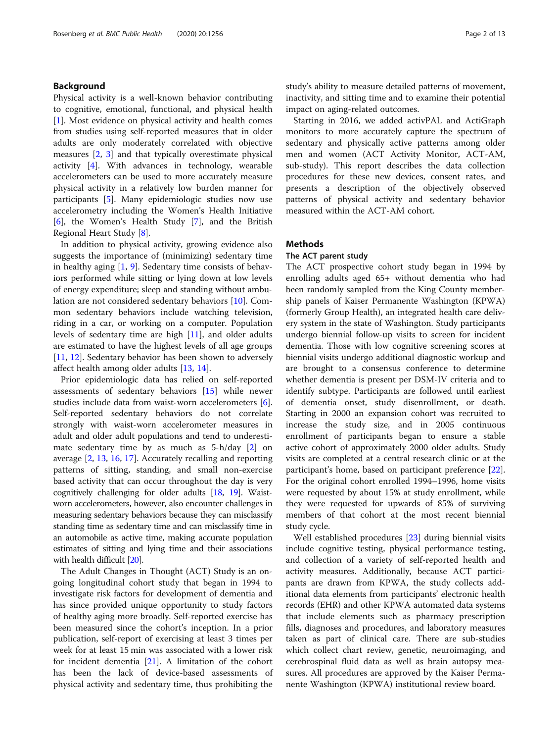## Background

Physical activity is a well-known behavior contributing to cognitive, emotional, functional, and physical health [1]. Most evidence on physical activity and health comes from studies using self-reported measures that in older adults are only moderately correlated with objective measures [2, 3] and that typically overestimate physical activity [4]. With advances in technology, wearable accelerometers can be used to more accurately measure physical activity in a relatively low burden manner for participants [5]. Many epidemiologic studies now use accelerometry including the Women's Health Initiative [6], the Women's Health Study [7], and the British Regional Heart Study [8].

In addition to physical activity, growing evidence also suggests the importance of (minimizing) sedentary time in healthy aging [1, 9]. Sedentary time consists of behaviors performed while sitting or lying down at low levels of energy expenditure; sleep and standing without ambulation are not considered sedentary behaviors [10]. Common sedentary behaviors include watching television, riding in a car, or working on a computer. Population levels of sedentary time are high [11], and older adults are estimated to have the highest levels of all age groups [11, 12]. Sedentary behavior has been shown to adversely affect health among older adults [13, 14].

Prior epidemiologic data has relied on self-reported assessments of sedentary behaviors [15] while newer studies include data from waist-worn accelerometers [6]. Self-reported sedentary behaviors do not correlate strongly with waist-worn accelerometer measures in adult and older adult populations and tend to underestimate sedentary time by as much as 5-h/day [2] on average [2, 13, 16, 17]. Accurately recalling and reporting patterns of sitting, standing, and small non-exercise based activity that can occur throughout the day is very cognitively challenging for older adults [18, 19]. Waist-worn accelerometers, however, also encounter challenges in measuring sedentary behaviors because they can misclassify standing time as sedentary time and can misclassify time in an automobile as active time, making accurate population estimates of sitting and lying time and their associations with health difficult [20].

The Adult Changes in Thought (ACT) Study is an ongoing longitudinal cohort study that began in 1994 to investigate risk factors for development of dementia and has since provided unique opportunity to study factors of healthy aging more broadly. Self-reported exercise has been measured since the cohort's inception. In a prior publication, self-report of exercising at least 3 times per week for at least 15 min was associated with a lower risk for incident dementia [21]. A limitation of the cohort has been the lack of device-based assessments of physical activity and sedentary time, thus prohibiting the study's ability to measure detailed patterns of movement, inactivity, and sitting time and to examine their potential impact on aging-related outcomes.

Starting in 2016, we added activPAL and ActiGraph monitors to more accurately capture the spectrum of sedentary and physically active patterns among older men and women (ACT Activity Monitor, ACT-AM, sub-study). This report describes the data collection procedures for these new devices, consent rates, and presents a description of the objectively observed patterns of physical activity and sedentary behavior measured within the ACT-AM cohort.

## Methods

### The ACT parent study

The ACT prospective cohort study began in 1994 by enrolling adults aged 65+ without dementia who had been randomly sampled from the King County membership panels of Kaiser Permanente Washington (KPWA) (formerly Group Health), an integrated health care delivery system in the state of Washington. Study participants undergo biennial follow-up visits to screen for incident dementia. Those with low cognitive screening scores at biennial visits undergo additional diagnostic workup and are brought to a consensus conference to determine whether dementia is present per DSM-IV criteria and to identify subtype. Participants are followed until earliest of dementia onset, study disenrollment, or death. Starting in 2000 an expansion cohort was recruited to increase the study size, and in 2005 continuous enrollment of participants began to ensure a stable active cohort of approximately 2000 older adults. Study visits are completed at a central research clinic or at the participant's home, based on participant preference [22]. For the original cohort enrolled 1994–1996, home visits were requested by about 15% at study enrollment, while they were requested for upwards of 85% of surviving members of that cohort at the most recent biennial study cycle.

Well established procedures [23] during biennial visits include cognitive testing, physical performance testing, and collection of a variety of self-reported health and activity measures. Additionally, because ACT participants are drawn from KPWA, the study collects additional data elements from participants' electronic health records (EHR) and other KPWA automated data systems that include elements such as pharmacy prescription fills, diagnoses and procedures, and laboratory measures taken as part of clinical care. There are sub-studies which collect chart review, genetic, neuroimaging, and cerebrospinal fluid data as well as brain autopsy measures. All procedures are approved by the Kaiser Permanente Washington (KPWA) institutional review board.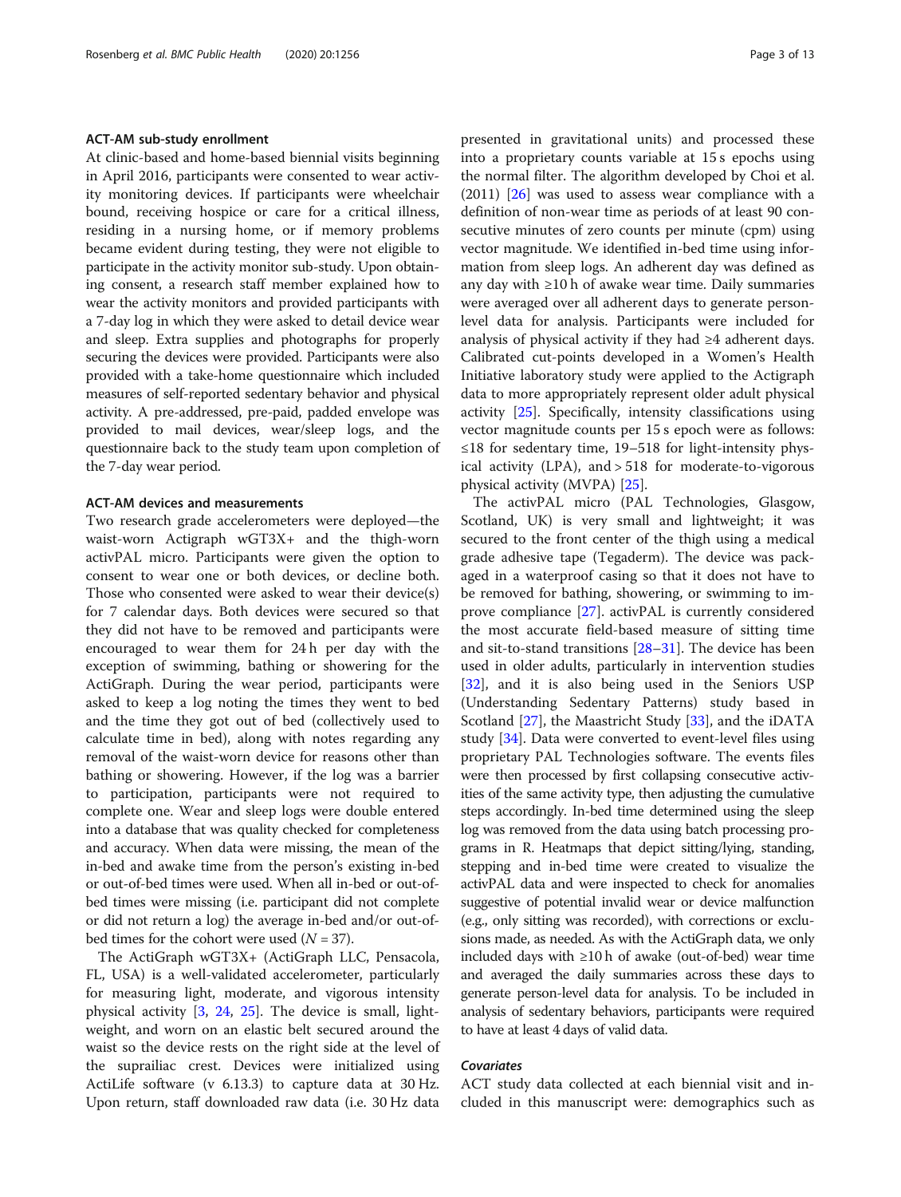### ACT-AM sub-study enrollment

At clinic-based and home-based biennial visits beginning in April 2016, participants were consented to wear activity monitoring devices. If participants were wheelchair bound, receiving hospice or care for a critical illness, residing in a nursing home, or if memory problems became evident during testing, they were not eligible to participate in the activity monitor sub-study. Upon obtaining consent, a research staff member explained how to wear the activity monitors and provided participants with a 7-day log in which they were asked to detail device wear and sleep. Extra supplies and photographs for properly securing the devices were provided. Participants were also provided with a take-home questionnaire which included measures of self-reported sedentary behavior and physical activity. A pre-addressed, pre-paid, padded envelope was provided to mail devices, wear/sleep logs, and the questionnaire back to the study team upon completion of the 7-day wear period.

### ACT-AM devices and measurements

Two research grade accelerometers were deployed—the waist-worn Actigraph wGT3X+ and the thigh-worn activPAL micro. Participants were given the option to consent to wear one or both devices, or decline both. Those who consented were asked to wear their device(s) for 7 calendar days. Both devices were secured so that they did not have to be removed and participants were encouraged to wear them for 24 h per day with the exception of swimming, bathing or showering for the ActiGraph. During the wear period, participants were asked to keep a log noting the times they went to bed and the time they got out of bed (collectively used to calculate time in bed), along with notes regarding any removal of the waist-worn device for reasons other than bathing or showering. However, if the log was a barrier to participation, participants were not required to complete one. Wear and sleep logs were double entered into a database that was quality checked for completeness and accuracy. When data were missing, the mean of the in-bed and awake time from the person's existing in-bed or out-of-bed times were used. When all in-bed or out-of-bed times were missing (i.e. participant did not complete or did not return a log) the average in-bed and/or out-of-bed times for the cohort were used ($N = 37$).

The ActiGraph wGT3X+ (ActiGraph LLC, Pensacola, FL, USA) is a well-validated accelerometer, particularly for measuring light, moderate, and vigorous intensity physical activity [3, 24, 25]. The device is small, lightweight, and worn on an elastic belt secured around the waist so the device rests on the right side at the level of the suprailiac crest. Devices were initialized using ActiLife software (v 6.13.3) to capture data at 30 Hz. Upon return, staff downloaded raw data (i.e. 30 Hz data presented in gravitational units) and processed these into a proprietary counts variable at 15 s epochs using the normal filter. The algorithm developed by Choi et al. (2011) [26] was used to assess wear compliance with a definition of non-wear time as periods of at least 90 consecutive minutes of zero counts per minute (cpm) using vector magnitude. We identified in-bed time using information from sleep logs. An adherent day was defined as any day with ≥10 h of awake wear time. Daily summaries were averaged over all adherent days to generate person-level data for analysis. Participants were included for analysis of physical activity if they had ≥4 adherent days. Calibrated cut-points developed in a Women's Health Initiative laboratory study were applied to the Actigraph data to more appropriately represent older adult physical activity [25]. Specifically, intensity classifications using vector magnitude counts per 15 s epoch were as follows: ≤18 for sedentary time, 19–518 for light-intensity physical activity (LPA), and > 518 for moderate-to-vigorous physical activity (MVPA) [25].

The activPAL micro (PAL Technologies, Glasgow, Scotland, UK) is very small and lightweight; it was secured to the front center of the thigh using a medical grade adhesive tape (Tegaderm). The device was packaged in a waterproof casing so that it does not have to be removed for bathing, showering, or swimming to improve compliance [27]. activPAL is currently considered the most accurate field-based measure of sitting time and sit-to-stand transitions [28–31]. The device has been used in older adults, particularly in intervention studies [32], and it is also being used in the Seniors USP (Understanding Sedentary Patterns) study based in Scotland [27], the Maastricht Study [33], and the iDATA study [34]. Data were converted to event-level files using proprietary PAL Technologies software. The events files were then processed by first collapsing consecutive activities of the same activity type, then adjusting the cumulative steps accordingly. In-bed time determined using the sleep log was removed from the data using batch processing programs in R. Heatmaps that depict sitting/lying, standing, stepping and in-bed time were created to visualize the activPAL data and were inspected to check for anomalies suggestive of potential invalid wear or device malfunction (e.g., only sitting was recorded), with corrections or exclusions made, as needed. As with the ActiGraph data, we only included days with ≥10 h of awake (out-of-bed) wear time and averaged the daily summaries across these days to generate person-level data for analysis. To be included in analysis of sedentary behaviors, participants were required to have at least 4 days of valid data.

### *Covariates*

ACT study data collected at each biennial visit and included in this manuscript were: demographics such as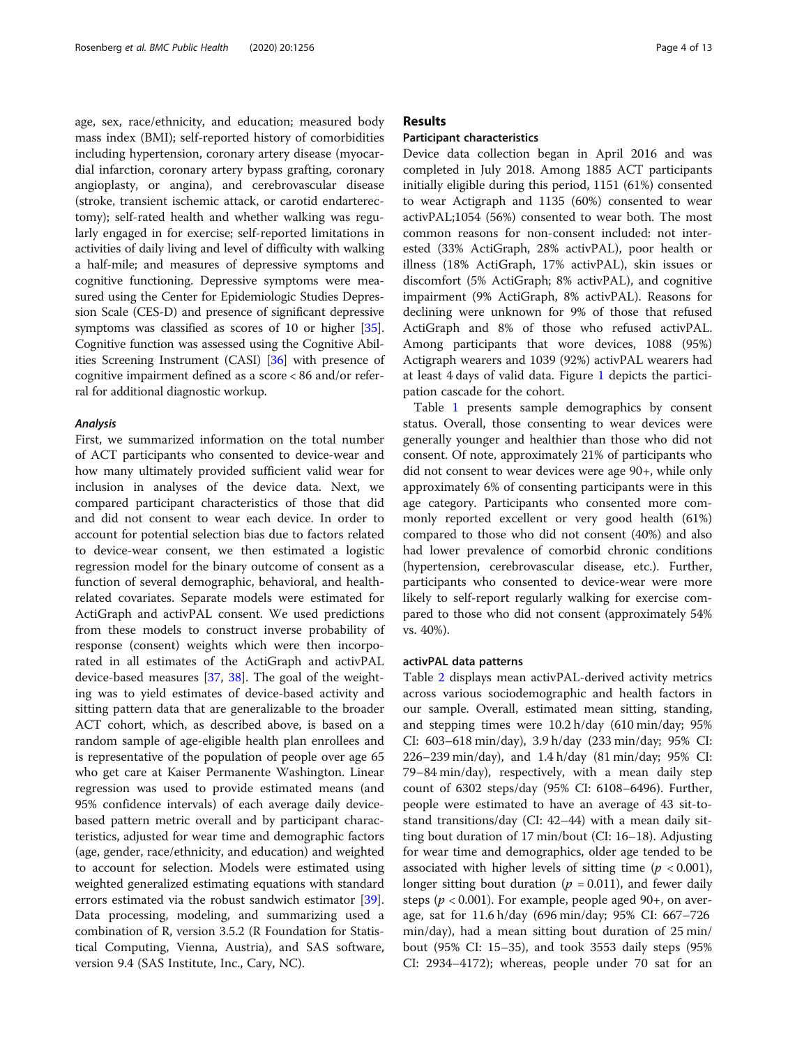age, sex, race/ethnicity, and education; measured body mass index (BMI); self-reported history of comorbidities including hypertension, coronary artery disease (myocardial infarction, coronary artery bypass grafting, coronary angioplasty, or angina), and cerebrovascular disease (stroke, transient ischemic attack, or carotid endarterectomy); self-rated health and whether walking was regularly engaged in for exercise; self-reported limitations in activities of daily living and level of difficulty with walking a half-mile; and measures of depressive symptoms and cognitive functioning. Depressive symptoms were measured using the Center for Epidemiologic Studies Depression Scale (CES-D) and presence of significant depressive symptoms was classified as scores of 10 or higher [35]. Cognitive function was assessed using the Cognitive Abilities Screening Instrument (CASI) [36] with presence of cognitive impairment defined as a score < 86 and/or referral for additional diagnostic workup.

#### Analysis

First, we summarized information on the total number of ACT participants who consented to device-wear and how many ultimately provided sufficient valid wear for inclusion in analyses of the device data. Next, we compared participant characteristics of those that did and did not consent to wear each device. In order to account for potential selection bias due to factors related to device-wear consent, we then estimated a logistic regression model for the binary outcome of consent as a function of several demographic, behavioral, and health-related covariates. Separate models were estimated for ActiGraph and activPAL consent. We used predictions from these models to construct inverse probability of response (consent) weights which were then incorporated in all estimates of the ActiGraph and activPAL device-based measures [37, 38]. The goal of the weighting was to yield estimates of device-based activity and sitting pattern data that are generalizable to the broader ACT cohort, which, as described above, is based on a random sample of age-eligible health plan enrollees and is representative of the population of people over age 65 who get care at Kaiser Permanente Washington. Linear regression was used to provide estimated means (and 95% confidence intervals) of each average daily device-based pattern metric overall and by participant characteristics, adjusted for wear time and demographic factors (age, gender, race/ethnicity, and education) and weighted to account for selection. Models were estimated using weighted generalized estimating equations with standard errors estimated via the robust sandwich estimator [39]. Data processing, modeling, and summarizing used a combination of R, version 3.5.2 (R Foundation for Statistical Computing, Vienna, Austria), and SAS software, version 9.4 (SAS Institute, Inc., Cary, NC).

## Results

### Participant characteristics

Device data collection began in April 2016 and was completed in July 2018. Among 1885 ACT participants initially eligible during this period, 1151 (61%) consented to wear Actigraph and 1135 (60%) consented to wear activPAL;1054 (56%) consented to wear both. The most common reasons for non-consent included: not interested (33% ActiGraph, 28% activPAL), poor health or illness (18% ActiGraph, 17% activPAL), skin issues or discomfort (5% ActiGraph; 8% activPAL), and cognitive impairment (9% ActiGraph, 8% activPAL). Reasons for declining were unknown for 9% of those that refused ActiGraph and 8% of those who refused activPAL. Among participants that wore devices, 1088 (95%) Actigraph wearers and 1039 (92%) activPAL wearers had at least 4 days of valid data. Figure 1 depicts the participation cascade for the cohort.

Table 1 presents sample demographics by consent status. Overall, those consenting to wear devices were generally younger and healthier than those who did not consent. Of note, approximately 21% of participants who did not consent to wear devices were age 90+, while only approximately 6% of consenting participants were in this age category. Participants who consented more commonly reported excellent or very good health (61%) compared to those who did not consent (40%) and also had lower prevalence of comorbid chronic conditions (hypertension, cerebrovascular disease, etc.). Further, participants who consented to device-wear were more likely to self-report regularly walking for exercise compared to those who did not consent (approximately 54% vs. 40%).

### activPAL data patterns

Table 2 displays mean activPAL-derived activity metrics across various sociodemographic and health factors in our sample. Overall, estimated mean sitting, standing, and stepping times were 10.2 h/day (610 min/day; 95% CI: 603–618 min/day), 3.9 h/day (233 min/day; 95% CI: 226–239 min/day), and 1.4 h/day (81 min/day; 95% CI: 79–84 min/day), respectively, with a mean daily step count of 6302 steps/day (95% CI: 6108–6496). Further, people were estimated to have an average of 43 sit-to-stand transitions/day (CI: 42–44) with a mean daily sitting bout duration of 17 min/bout (CI: 16–18). Adjusting for wear time and demographics, older age tended to be associated with higher levels of sitting time ($p < 0.001$), longer sitting bout duration ($p = 0.011$), and fewer daily steps ($p < 0.001$). For example, people aged 90+, on average, sat for 11.6 h/day (696 min/day; 95% CI: 667–726 min/day), had a mean sitting bout duration of 25 min/bout (95% CI: 15–35), and took 3553 daily steps (95% CI: 2934–4172); whereas, people under 70 sat for an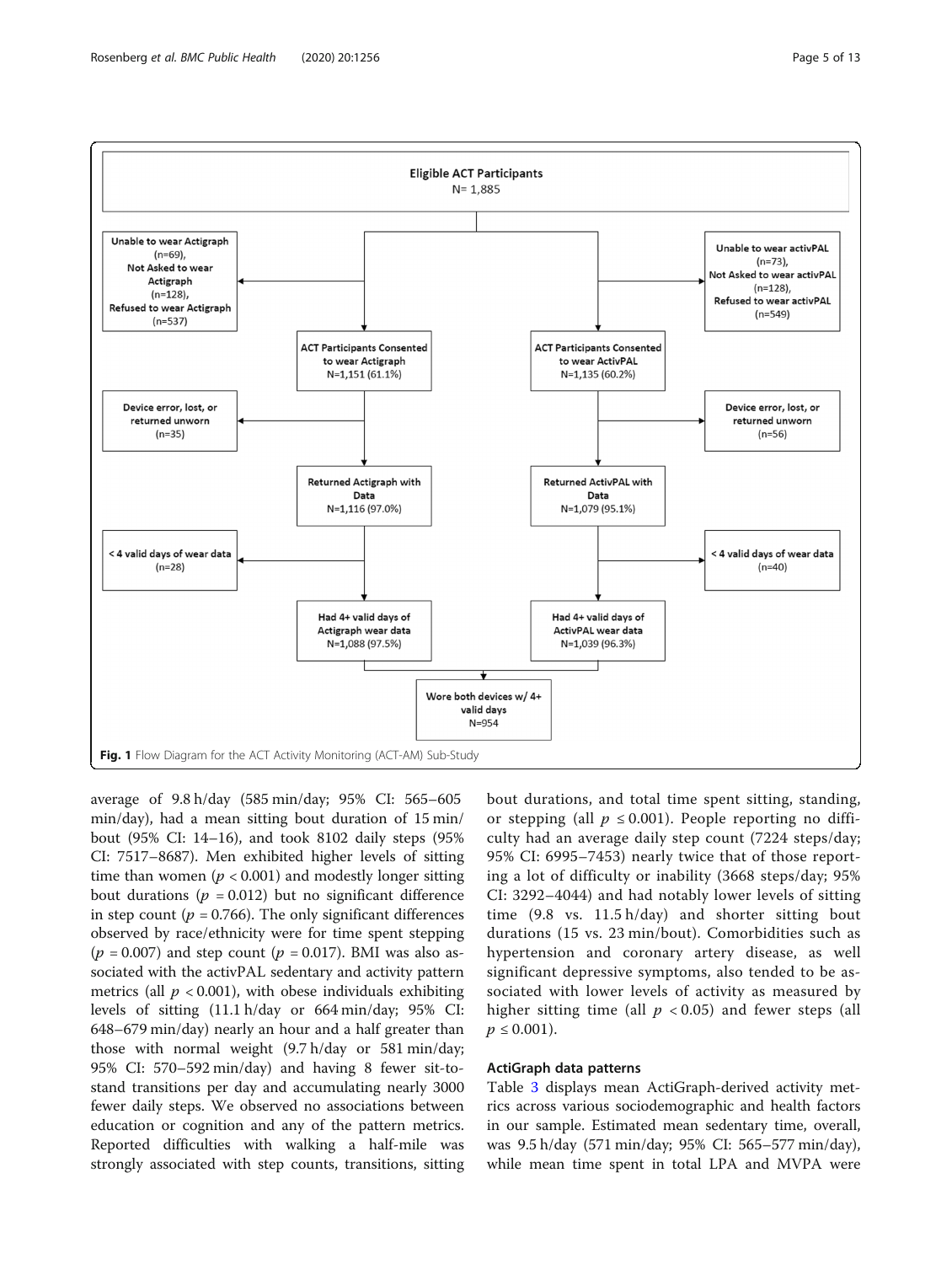**Fig. 1** Flow Diagram for the ACT Activity Monitoring (ACT-AM) Sub-Study

average of 9.8 h/day (585 min/day; 95% CI: 565–605 min/day), had a mean sitting bout duration of 15 min/bout (95% CI: 14–16), and took 8102 daily steps (95% CI: 7517–8687). Men exhibited higher levels of sitting time than women ($p < 0.001$) and modestly longer sitting bout durations ($p = 0.012$) but no significant difference in step count ($p = 0.766$). The only significant differences observed by race/ethnicity were for time spent stepping ($p = 0.007$) and step count ($p = 0.017$). BMI was also associated with the activPAL sedentary and activity pattern metrics (all $p < 0.001$), with obese individuals exhibiting levels of sitting (11.1 h/day or 664 min/day; 95% CI: 648–679 min/day) nearly an hour and a half greater than those with normal weight (9.7 h/day or 581 min/day; 95% CI: 570–592 min/day) and having 8 fewer sit-to-stand transitions per day and accumulating nearly 3000 fewer daily steps. We observed no associations between education or cognition and any of the pattern metrics. Reported difficulties with walking a half-mile was strongly associated with step counts, transitions, sitting bout durations, and total time spent sitting, standing, or stepping (all $p \leq 0.001$). People reporting no difficulty had an average daily step count (7224 steps/day; 95% CI: 6995–7453) nearly twice that of those reporting a lot of difficulty or inability (3668 steps/day; 95% CI: 3292–4044) and had notably lower levels of sitting time (9.8 vs. 11.5 h/day) and shorter sitting bout durations (15 vs. 23 min/bout). Comorbidities such as hypertension and coronary artery disease, as well significant depressive symptoms, also tended to be associated with lower levels of activity as measured by higher sitting time (all $p < 0.05$) and fewer steps (all $p \leq 0.001$).

### ActiGraph data patterns

Table 3 displays mean ActiGraph-derived activity metrics across various sociodemographic and health factors in our sample. Estimated mean sedentary time, overall, was 9.5 h/day (571 min/day; 95% CI: 565–577 min/day), while mean time spent in total LPA and MVPA were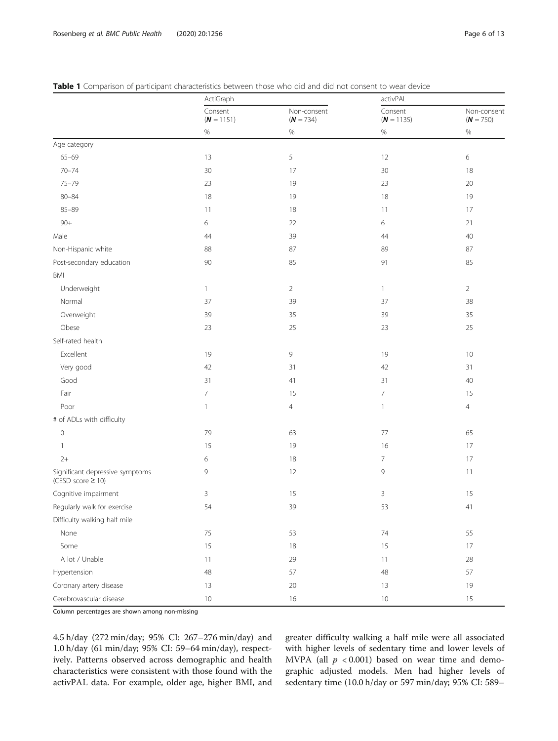**Table 1** Comparison of participant characteristics between those who did and did not consent to wear device

| | ActiGraph | | activPAL | |
|---|---|---|---|---|
| | Consent (**N** = 1151) | Non-consent (**N** = 734) | Consent (**N** = 1135) | Non-consent (**N** = 750) |
| | % | % | % | % |
| Age category | | | | |
| 65–69 | 13 | 5 | 12 | 6 |
| 70–74 | 30 | 17 | 30 | 18 |
| 75–79 | 23 | 19 | 23 | 20 |
| 80–84 | 18 | 19 | 18 | 19 |
| 85–89 | 11 | 18 | 11 | 17 |
| 90+ | 6 | 22 | 6 | 21 |
| Male | 44 | 39 | 44 | 40 |
| Non-Hispanic white | 88 | 87 | 89 | 87 |
| Post-secondary education | 90 | 85 | 91 | 85 |
| BMI | | | | |
| Underweight | 1 | 2 | 1 | 2 |
| Normal | 37 | 39 | 37 | 38 |
| Overweight | 39 | 35 | 39 | 35 |
| Obese | 23 | 25 | 23 | 25 |
| Self-rated health | | | | |
| Excellent | 19 | 9 | 19 | 10 |
| Very good | 42 | 31 | 42 | 31 |
| Good | 31 | 41 | 31 | 40 |
| Fair | 7 | 15 | 7 | 15 |
| Poor | 1 | 4 | 1 | 4 |
| # of ADLs with difficulty | | | | |
| 0 | 79 | 63 | 77 | 65 |
| 1 | 15 | 19 | 16 | 17 |
| 2+ | 6 | 18 | 7 | 17 |
| Significant depressive symptoms (CESD score ≥ 10) | 9 | 12 | 9 | 11 |
| Cognitive impairment | 3 | 15 | 3 | 15 |
| Regularly walk for exercise | 54 | 39 | 53 | 41 |
| Difficulty walking half mile | | | | |
| None | 75 | 53 | 74 | 55 |
| Some | 15 | 18 | 15 | 17 |
| A lot / Unable | 11 | 29 | 11 | 28 |
| Hypertension | 48 | 57 | 48 | 57 |
| Coronary artery disease | 13 | 20 | 13 | 19 |
| Cerebrovascular disease | 10 | 16 | 10 | 15 |

Column percentages are shown among non-missing

4.5 h/day (272 min/day; 95% CI: 267–276 min/day) and 1.0 h/day (61 min/day; 95% CI: 59–64 min/day), respectively. Patterns observed across demographic and health characteristics were consistent with those found with the activPAL data. For example, older age, higher BMI, and greater difficulty walking a half mile were all associated with higher levels of sedentary time and lower levels of MVPA (all $p < 0.001$) based on wear time and demographic adjusted models. Men had higher levels of sedentary time (10.0 h/day or 597 min/day; 95% CI: 589–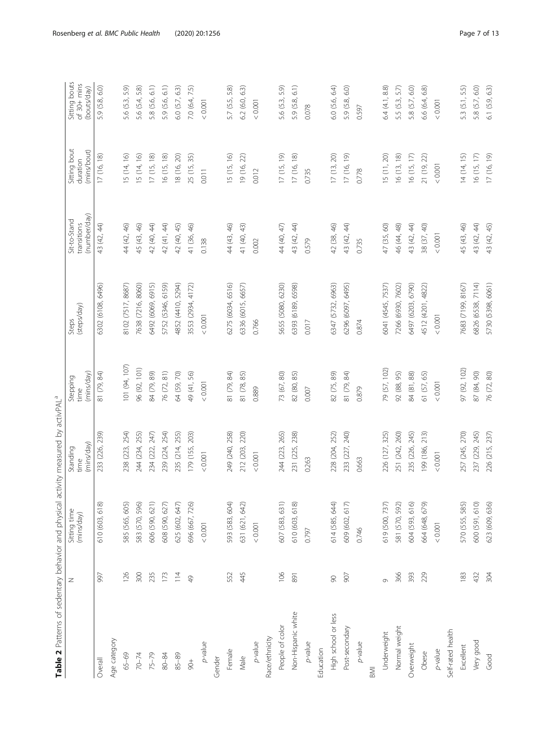**Table 2** Patterns of sedentary behavior and physical activity measured by activPAL[a]

| | N | Sitting time (mins/day) | Standing time (mins/day) | Stepping time (mins/day) | Steps (steps/day) | Sit-to-Stand transitions (number/day) | Sitting bout duration (mins/bout) | Sitting bouts of 30+ mins (bouts/day) |
|---|---|---|---|---|---|---|---|---|
| Overall | 997 | 610 (603, 618) | 233 (226, 239) | 81 (79, 84) | 6302 (6108, 6496) | 43 (42, 44) | 17 (16, 18) | 5.9 (5.8, 6.0) |
| Age category | | | | | | | | |
| 65–69 | 126 | 585 (565, 605) | 238 (223, 254) | 101 (94, 107) | 8102 (7517, 8687) | 44 (42, 46) | 15 (14, 16) | 5.6 (5.3, 5.9) |
| 70–74 | 300 | 583 (570, 596) | 244 (234, 255) | 96 (92, 101) | 7638 (7216, 8060) | 45 (43, 46) | 15 (14, 16) | 5.6 (5.4, 5.8) |
| 75–79 | 235 | 606 (590, 621) | 234 (222, 247) | 84 (79, 89) | 6492 (6069, 6915) | 42 (40, 44) | 17 (15, 18) | 5.8 (5.6, 6.1) |
| 80–84 | 173 | 608 (590, 627) | 239 (224, 254) | 76 (72, 81) | 5752 (5346, 6159) | 42 (41, 44) | 16 (15, 18) | 5.9 (5.6, 6.1) |
| 85–89 | 114 | 625 (602, 647) | 235 (214, 255) | 64 (59, 70) | 4852 (4410, 5294) | 42 (40, 45) | 18 (16, 20) | 6.0 (5.7, 6.3) |
| 90+ | 49 | 696 (667, 726) | 179 (155, 203) | 49 (41, 56) | 3553 (2934, 4172) | 41 (36, 46) | 25 (15, 35) | 7.0 (6.4, 7.5) |
| *p*-value | | < 0.001 | < 0.001 | < 0.001 | < 0.001 | 0.138 | 0.011 | < 0.001 |
| Gender | | | | | | | | |
| Female | 552 | 593 (583, 604) | 249 (240, 258) | 81 (79, 84) | 6275 (6034, 6516) | 44 (43, 46) | 15 (15, 16) | 5.7 (5.5, 5.8) |
| Male | 445 | 631 (621, 642) | 212 (203, 220) | 81 (78, 85) | 6336 (6015, 6657) | 41 (40, 43) | 19 (16, 22) | 6.2 (6.0, 6.3) |
| *p*-value | | < 0.001 | < 0.001 | 0.889 | 0.766 | 0.002 | 0.012 | < 0.001 |
| Race/ethnicity | | | | | | | | |
| People of color | 106 | 607 (583, 631) | 244 (223, 265) | 73 (67, 80) | 5655 (5080, 6230) | 44 (40, 47) | 17 (15, 19) | 5.6 (5.3, 5.9) |
| Non-Hispanic white | 891 | 610 (603, 618) | 231 (225, 238) | 82 (80, 85) | 6393 (6189, 6598) | 43 (42, 44) | 17 (16, 18) | 5.9 (5.8, 6.1) |
| *p*-value | | 0.797 | 0.263 | 0.007 | 0.017 | 0.579 | 0.735 | 0.078 |
| Education | | | | | | | | |
| High school or less | 90 | 614 (585, 644) | 228 (204, 252) | 82 (75, 89) | 6347 (5732, 6963) | 42 (38, 46) | 17 (13, 20) | 6.0 (5.6, 6.4) |
| Post-secondary | 907 | 609 (602, 617) | 233 (227, 240) | 81 (79, 84) | 6296 (6097, 6495) | 43 (42, 44) | 17 (16, 19) | 5.9 (5.8, 6.0) |
| *p*-value | | 0.746 | 0.663 | 0.879 | 0.874 | 0.735 | 0.778 | 0.597 |
| BMI | | | | | | | | |
| Underweight | 9 | 619 (500, 737) | 226 (127, 325) | 79 (57, 102) | 6041 (4545, 7537) | 47 (35, 60) | 15 (11, 20) | 6.4 (4.1, 8.8) |
| Normal weight | 366 | 581 (570, 592) | 251 (242, 260) | 92 (88, 95) | 7266 (6930, 7602) | 46 (44, 48) | 16 (13, 18) | 5.5 (5.3, 5.7) |
| Overweight | 393 | 604 (593, 616) | 235 (226, 245) | 84 (81, 88) | 6497 (6203, 6790) | 43 (42, 44) | 16 (15, 17) | 5.8 (5.7, 6.0) |
| Obese | 229 | 664 (648, 679) | 199 (186, 213) | 61 (57, 65) | 4512 (4201, 4822) | 38 (37, 40) | 21 (19, 22) | 6.6 (6.4, 6.8) |
| *p*-value | | < 0.001 | < 0.001 | < 0.001 | < 0.001 | < 0.001 | < 0.001 | < 0.001 |
| Self-rated health | | | | | | | | |
| Excellent | 183 | 570 (555, 585) | 257 (245, 270) | 97 (92, 102) | 7683 (7199, 8167) | 45 (43, 46) | 14 (14, 15) | 5.3 (5.1, 5.5) |
| Very good | 432 | 600 (591, 610) | 237 (229, 245) | 87 (84, 90) | 6826 (6538, 7114) | 43 (42, 44) | 16 (15, 17) | 5.8 (5.7, 6.0) |
| Good | 304 | 623 (609, 636) | 226 (215, 237) | 76 (72, 80) | 5730 (5398, 6061) | 43 (42, 45) | 17 (16, 19) | 6.1 (5.9, 6.3) |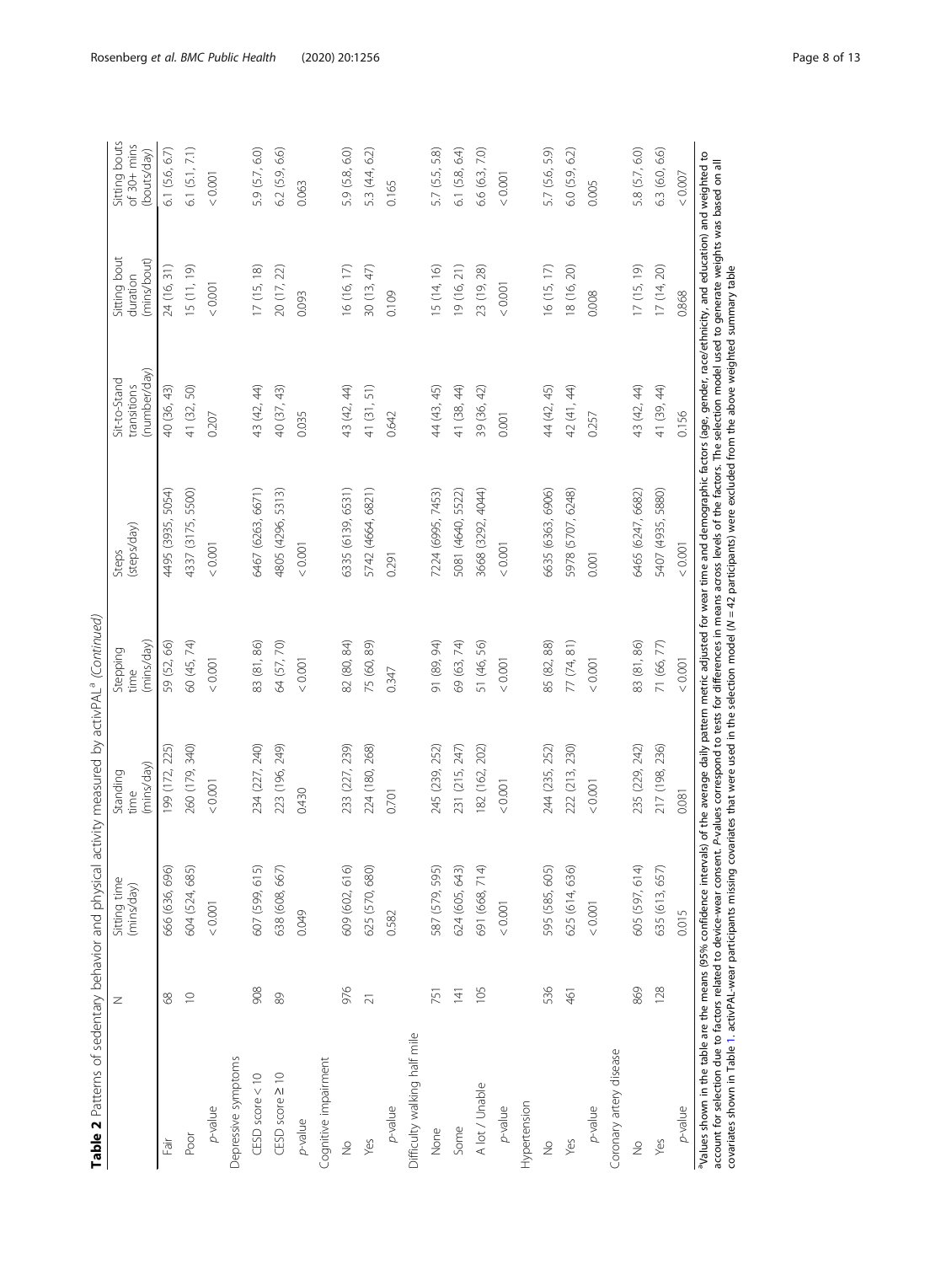**Table 2** Patterns of sedentary behavior and physical activity measured by activPAL[a] *(Continued)*

| | N | Sitting time (mins/day) | Standing time (mins/day) | Stepping time (mins/day) | Steps (steps/day) | Sit-to-Stand transitions (number/day) | Sitting bout duration (mins/bout) | Sitting bouts of 30+ mins (bouts/day) |
|---|---|---|---|---|---|---|---|---|
| Fair | 68 | 666 (636, 696) | 199 (172, 225) | 59 (52, 66) | 4495 (3935, 5054) | 40 (36, 43) | 24 (16, 31) | 6.1 (5.6, 6.7) |
| Poor | 10 | 604 (524, 685) | 260 (179, 340) | 60 (45, 74) | 4337 (3175, 5500) | 41 (32, 50) | 15 (11, 19) | 6.1 (5.1, 7.1) |
| *p*-value | | < 0.001 | < 0.001 | < 0.001 | < 0.001 | 0.207 | < 0.001 | < 0.001 |
| Depressive symptoms | | | | | | | | |
| CESD score < 10 | 908 | 607 (599, 615) | 234 (227, 240) | 83 (81, 86) | 6467 (6263, 6671) | 43 (42, 44) | 17 (15, 18) | 5.9 (5.7, 6.0) |
| CESD score ≥ 10 | 89 | 638 (608, 667) | 223 (196, 249) | 64 (57, 70) | 4805 (4296, 5313) | 40 (37, 43) | 20 (17, 22) | 6.2 (5.9, 6.6) |
| *p*-value | | 0.049 | 0.430 | < 0.001 | < 0.001 | 0.035 | 0.093 | 0.063 |
| Cognitive impairment | | | | | | | | |
| No | 976 | 609 (602, 616) | 233 (227, 239) | 82 (80, 84) | 6335 (6139, 6531) | 43 (42, 44) | 16 (16, 17) | 5.9 (5.8, 6.0) |
| Yes | 21 | 625 (570, 680) | 224 (180, 268) | 75 (60, 89) | 5742 (4664, 6821) | 41 (31, 51) | 30 (13, 47) | 5.3 (4.4, 6.2) |
| *p*-value | | 0.582 | 0.701 | 0.347 | 0.291 | 0.642 | 0.109 | 0.165 |
| Difficulty walking half mile | | | | | | | | |
| None | 751 | 587 (579, 595) | 245 (239, 252) | 91 (89, 94) | 7224 (6995, 7453) | 44 (43, 45) | 15 (14, 16) | 5.7 (5.5, 5.8) |
| Some | 141 | 624 (605, 643) | 231 (215, 247) | 69 (63, 74) | 5081 (4640, 5522) | 41 (38, 44) | 19 (16, 21) | 6.1 (5.8, 6.4) |
| A lot / Unable | 105 | 691 (668, 714) | 182 (162, 202) | 51 (46, 56) | 3668 (3292, 4044) | 39 (36, 42) | 23 (19, 28) | 6.6 (6.3, 7.0) |
| *p*-value | | < 0.001 | < 0.001 | < 0.001 | < 0.001 | 0.001 | < 0.001 | < 0.001 |
| Hypertension | | | | | | | | |
| No | 536 | 595 (585, 605) | 244 (235, 252) | 85 (82, 88) | 6635 (6363, 6906) | 44 (42, 45) | 16 (15, 17) | 5.7 (5.6, 5.9) |
| Yes | 461 | 625 (614, 636) | 222 (213, 230) | 77 (74, 81) | 5978 (5707, 6248) | 42 (41, 44) | 18 (16, 20) | 6.0 (5.9, 6.2) |
| *p*-value | | < 0.001 | < 0.001 | < 0.001 | 0.001 | 0.257 | 0.008 | 0.005 |
| Coronary artery disease | | | | | | | | |
| No | 869 | 605 (597, 614) | 235 (229, 242) | 83 (81, 86) | 6465 (6247, 6682) | 43 (42, 44) | 17 (15, 19) | 5.8 (5.7, 6.0) |
| Yes | 128 | 635 (613, 657) | 217 (198, 236) | 71 (66, 77) | 5407 (4935, 5880) | 41 (39, 44) | 17 (14, 20) | 6.3 (6.0, 6.6) |
| *p*-value | | 0.015 | 0.081 | < 0.001 | < 0.001 | 0.156 | 0.868 | < 0.007 |

[a]Values shown in the table are the means (95% confidence intervals) of the average daily pattern metric adjusted for wear time and demographic factors (age, gender, race/ethnicity, and education) and weighted to account for selection due to factors related to device-wear consent. *P*-values correspond to tests for differences in means across levels of the factors. The selection model used to generate weights was based on all covariates shown in Table 1. activPAL-wear participants missing covariates that were used in the selection model ($N = 42$ participants) were excluded from the above weighted summary table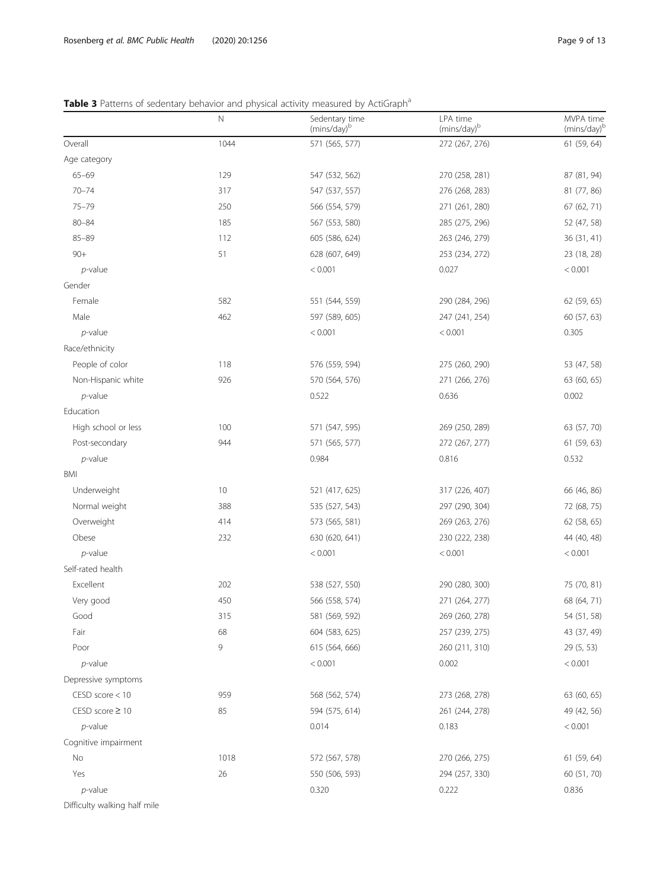**Table 3** Patterns of sedentary behavior and physical activity measured by ActiGraph[a]

| | N | Sedentary time (mins/day)[b] | LPA time (mins/day)[b] | MVPA time (mins/day)[b] |
|---|---|---|---|---|
| Overall | 1044 | 571 (565, 577) | 272 (267, 276) | 61 (59, 64) |
| Age category | | | | |
| 65–69 | 129 | 547 (532, 562) | 270 (258, 281) | 87 (81, 94) |
| 70–74 | 317 | 547 (537, 557) | 276 (268, 283) | 81 (77, 86) |
| 75–79 | 250 | 566 (554, 579) | 271 (261, 280) | 67 (62, 71) |
| 80–84 | 185 | 567 (553, 580) | 285 (275, 296) | 52 (47, 58) |
| 85–89 | 112 | 605 (586, 624) | 263 (246, 279) | 36 (31, 41) |
| 90+ | 51 | 628 (607, 649) | 253 (234, 272) | 23 (18, 28) |
| *p*-value | | < 0.001 | 0.027 | < 0.001 |
| Gender | | | | |
| Female | 582 | 551 (544, 559) | 290 (284, 296) | 62 (59, 65) |
| Male | 462 | 597 (589, 605) | 247 (241, 254) | 60 (57, 63) |
| *p*-value | | < 0.001 | < 0.001 | 0.305 |
| Race/ethnicity | | | | |
| People of color | 118 | 576 (559, 594) | 275 (260, 290) | 53 (47, 58) |
| Non-Hispanic white | 926 | 570 (564, 576) | 271 (266, 276) | 63 (60, 65) |
| *p*-value | | 0.522 | 0.636 | 0.002 |
| Education | | | | |
| High school or less | 100 | 571 (547, 595) | 269 (250, 289) | 63 (57, 70) |
| Post-secondary | 944 | 571 (565, 577) | 272 (267, 277) | 61 (59, 63) |
| *p*-value | | 0.984 | 0.816 | 0.532 |
| BMI | | | | |
| Underweight | 10 | 521 (417, 625) | 317 (226, 407) | 66 (46, 86) |
| Normal weight | 388 | 535 (527, 543) | 297 (290, 304) | 72 (68, 75) |
| Overweight | 414 | 573 (565, 581) | 269 (263, 276) | 62 (58, 65) |
| Obese | 232 | 630 (620, 641) | 230 (222, 238) | 44 (40, 48) |
| *p*-value | | < 0.001 | < 0.001 | < 0.001 |
| Self-rated health | | | | |
| Excellent | 202 | 538 (527, 550) | 290 (280, 300) | 75 (70, 81) |
| Very good | 450 | 566 (558, 574) | 271 (264, 277) | 68 (64, 71) |
| Good | 315 | 581 (569, 592) | 269 (260, 278) | 54 (51, 58) |
| Fair | 68 | 604 (583, 625) | 257 (239, 275) | 43 (37, 49) |
| Poor | 9 | 615 (564, 666) | 260 (211, 310) | 29 (5, 53) |
| *p*-value | | < 0.001 | 0.002 | < 0.001 |
| Depressive symptoms | | | | |
| CESD score < 10 | 959 | 568 (562, 574) | 273 (268, 278) | 63 (60, 65) |
| CESD score ≥ 10 | 85 | 594 (575, 614) | 261 (244, 278) | 49 (42, 56) |
| *p*-value | | 0.014 | 0.183 | < 0.001 |
| Cognitive impairment | | | | |
| No | 1018 | 572 (567, 578) | 270 (266, 275) | 61 (59, 64) |
| Yes | 26 | 550 (506, 593) | 294 (257, 330) | 60 (51, 70) |
| *p*-value | | 0.320 | 0.222 | 0.836 |
| Difficulty walking half mile | | | | |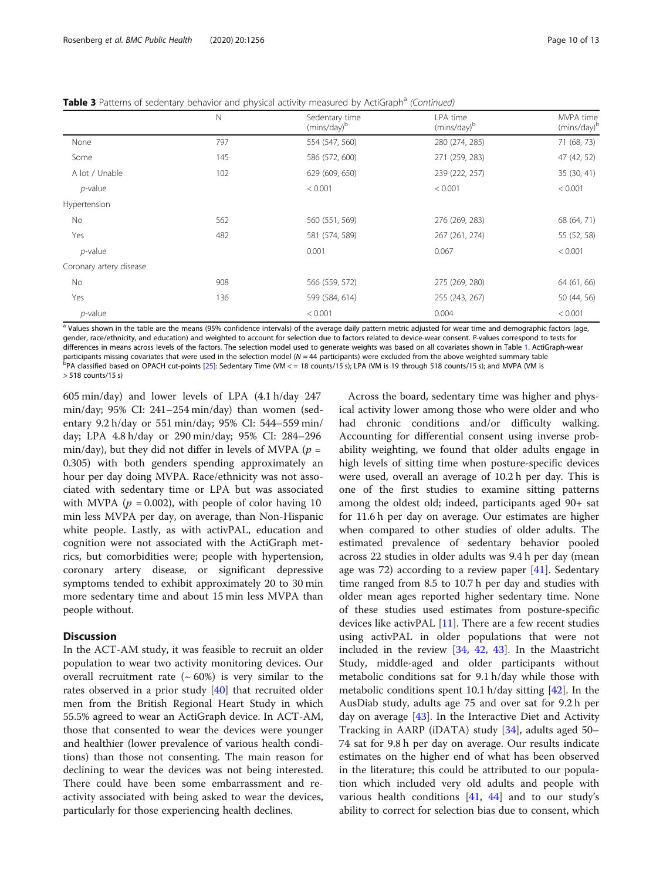**Table 3** Patterns of sedentary behavior and physical activity measured by ActiGraph[a] *(Continued)*

| | N | Sedentary time (mins/day)[b] | LPA time (mins/day)[b] | MVPA time (mins/day)[b] |
|---|---|---|---|---|
| None | 797 | 554 (547, 560) | 280 (274, 285) | 71 (68, 73) |
| Some | 145 | 586 (572, 600) | 271 (259, 283) | 47 (42, 52) |
| A lot / Unable | 102 | 629 (609, 650) | 239 (222, 257) | 35 (30, 41) |
| *p*-value | | < 0.001 | < 0.001 | < 0.001 |
| Hypertension | | | | |
| No | 562 | 560 (551, 569) | 276 (269, 283) | 68 (64, 71) |
| Yes | 482 | 581 (574, 589) | 267 (261, 274) | 55 (52, 58) |
| *p*-value | | 0.001 | 0.067 | < 0.001 |
| Coronary artery disease | | | | |
| No | 908 | 566 (559, 572) | 275 (269, 280) | 64 (61, 66) |
| Yes | 136 | 599 (584, 614) | 255 (243, 267) | 50 (44, 56) |
| *p*-value | | < 0.001 | 0.004 | < 0.001 |

[a] Values shown in the table are the means (95% confidence intervals) of the average daily pattern metric adjusted for wear time and demographic factors (age, gender, race/ethnicity, and education) and weighted to account for selection due to factors related to device-wear consent. *P*-values correspond to tests for differences in means across levels of the factors. The selection model used to generate weights was based on all covariates shown in Table 1. ActiGraph-wear participants missing covariates that were used in the selection model (*N* = 44 participants) were excluded from the above weighted summary table
[b] PA classified based on OPACH cut-points [25]: Sedentary Time (VM < = 18 counts/15 s); LPA (VM is 19 through 518 counts/15 s); and MVPA (VM is > 518 counts/15 s)

605 min/day) and lower levels of LPA (4.1 h/day 247 min/day; 95% CI: 241–254 min/day) than women (sedentary 9.2 h/day or 551 min/day; 95% CI: 544–559 min/day; LPA 4.8 h/day or 290 min/day; 95% CI: 284–296 min/day), but they did not differ in levels of MVPA ($p$ = 0.305) with both genders spending approximately an hour per day doing MVPA. Race/ethnicity was not associated with sedentary time or LPA but was associated with MVPA ($p$ = 0.002), with people of color having 10 min less MVPA per day, on average, than Non-Hispanic white people. Lastly, as with activPAL, education and cognition were not associated with the ActiGraph metrics, but comorbidities were; people with hypertension, coronary artery disease, or significant depressive symptoms tended to exhibit approximately 20 to 30 min more sedentary time and about 15 min less MVPA than people without.

## Discussion

In the ACT-AM study, it was feasible to recruit an older population to wear two activity monitoring devices. Our overall recruitment rate (~ 60%) is very similar to the rates observed in a prior study [40] that recruited older men from the British Regional Heart Study in which 55.5% agreed to wear an ActiGraph device. In ACT-AM, those that consented to wear the devices were younger and healthier (lower prevalence of various health conditions) than those not consenting. The main reason for declining to wear the devices was not being interested. There could have been some embarrassment and reactivity associated with being asked to wear the devices, particularly for those experiencing health declines.

Across the board, sedentary time was higher and physical activity lower among those who were older and who had chronic conditions and/or difficulty walking. Accounting for differential consent using inverse probability weighting, we found that older adults engage in high levels of sitting time when posture-specific devices were used, overall an average of 10.2 h per day. This is one of the first studies to examine sitting patterns among the oldest old; indeed, participants aged 90+ sat for 11.6 h per day on average. Our estimates are higher when compared to other studies of older adults. The estimated prevalence of sedentary behavior pooled across 22 studies in older adults was 9.4 h per day (mean age was 72) according to a review paper [41]. Sedentary time ranged from 8.5 to 10.7 h per day and studies with older mean ages reported higher sedentary time. None of these studies used estimates from posture-specific devices like activPAL [11]. There are a few recent studies using activPAL in older populations that were not included in the review [34, 42, 43]. In the Maastricht Study, middle-aged and older participants without metabolic conditions sat for 9.1 h/day while those with metabolic conditions spent 10.1 h/day sitting [42]. In the AusDiab study, adults age 75 and over sat for 9.2 h per day on average [43]. In the Interactive Diet and Activity Tracking in AARP (iDATA) study [34], adults aged 50–74 sat for 9.8 h per day on average. Our results indicate estimates on the higher end of what has been observed in the literature; this could be attributed to our population which included very old adults and people with various health conditions [41, 44] and to our study's ability to correct for selection bias due to consent, which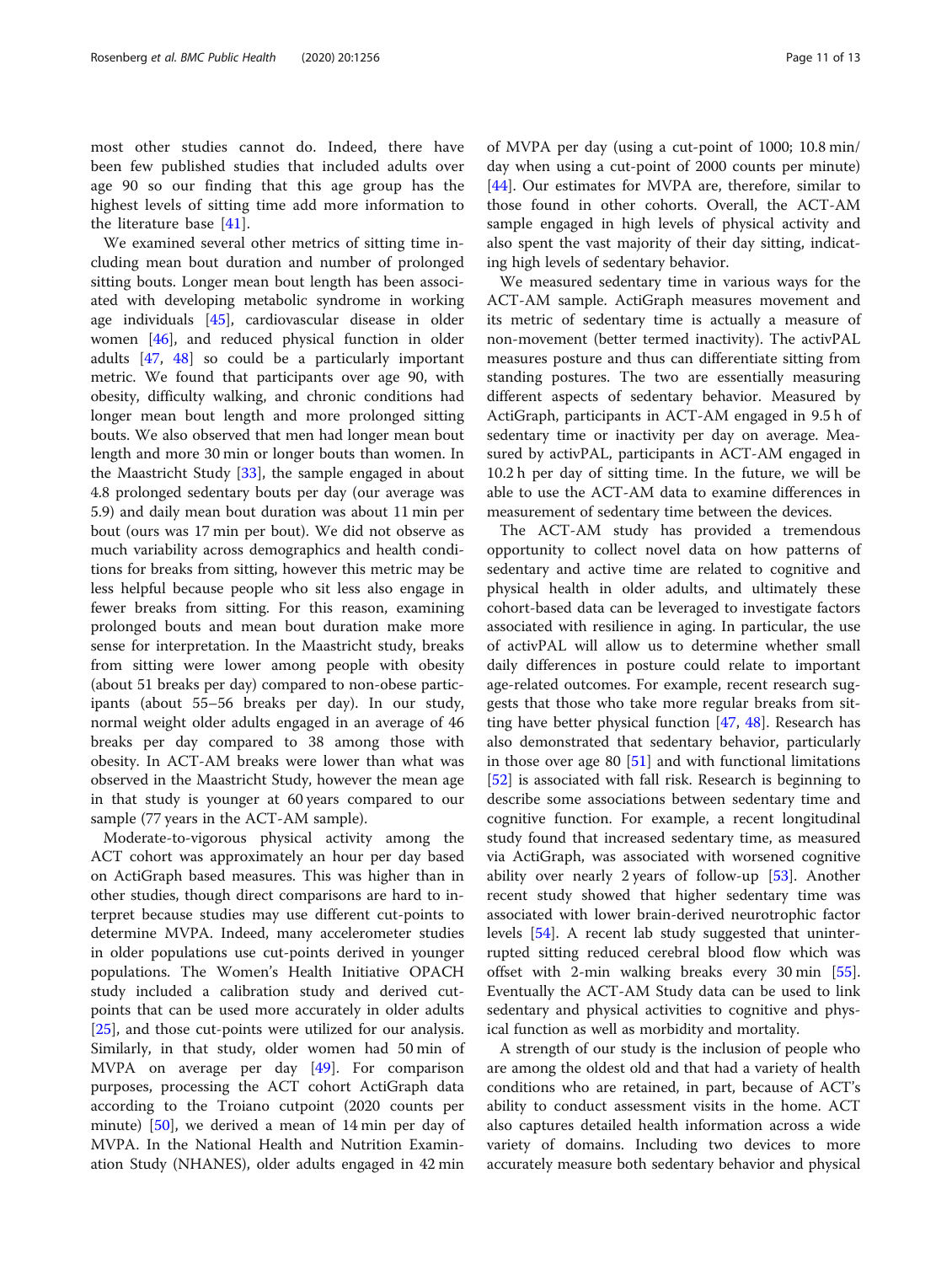most other studies cannot do. Indeed, there have been few published studies that included adults over age 90 so our finding that this age group has the highest levels of sitting time add more information to the literature base [41].

We examined several other metrics of sitting time including mean bout duration and number of prolonged sitting bouts. Longer mean bout length has been associated with developing metabolic syndrome in working age individuals [45], cardiovascular disease in older women [46], and reduced physical function in older adults [47, 48] so could be a particularly important metric. We found that participants over age 90, with obesity, difficulty walking, and chronic conditions had longer mean bout length and more prolonged sitting bouts. We also observed that men had longer mean bout length and more 30 min or longer bouts than women. In the Maastricht Study [33], the sample engaged in about 4.8 prolonged sedentary bouts per day (our average was 5.9) and daily mean bout duration was about 11 min per bout (ours was 17 min per bout). We did not observe as much variability across demographics and health conditions for breaks from sitting, however this metric may be less helpful because people who sit less also engage in fewer breaks from sitting. For this reason, examining prolonged bouts and mean bout duration make more sense for interpretation. In the Maastricht study, breaks from sitting were lower among people with obesity (about 51 breaks per day) compared to non-obese participants (about 55–56 breaks per day). In our study, normal weight older adults engaged in an average of 46 breaks per day compared to 38 among those with obesity. In ACT-AM breaks were lower than what was observed in the Maastricht Study, however the mean age in that study is younger at 60 years compared to our sample (77 years in the ACT-AM sample).

Moderate-to-vigorous physical activity among the ACT cohort was approximately an hour per day based on ActiGraph based measures. This was higher than in other studies, though direct comparisons are hard to interpret because studies may use different cut-points to determine MVPA. Indeed, many accelerometer studies in older populations use cut-points derived in younger populations. The Women's Health Initiative OPACH study included a calibration study and derived cut-points that can be used more accurately in older adults [25], and those cut-points were utilized for our analysis. Similarly, in that study, older women had 50 min of MVPA on average per day [49]. For comparison purposes, processing the ACT cohort ActiGraph data according to the Troiano cutpoint (2020 counts per minute) [50], we derived a mean of 14 min per day of MVPA. In the National Health and Nutrition Examination Study (NHANES), older adults engaged in 42 min of MVPA per day (using a cut-point of 1000; 10.8 min/day when using a cut-point of 2000 counts per minute) [44]. Our estimates for MVPA are, therefore, similar to those found in other cohorts. Overall, the ACT-AM sample engaged in high levels of physical activity and also spent the vast majority of their day sitting, indicating high levels of sedentary behavior.

We measured sedentary time in various ways for the ACT-AM sample. ActiGraph measures movement and its metric of sedentary time is actually a measure of non-movement (better termed inactivity). The activPAL measures posture and thus can differentiate sitting from standing postures. The two are essentially measuring different aspects of sedentary behavior. Measured by ActiGraph, participants in ACT-AM engaged in 9.5 h of sedentary time or inactivity per day on average. Measured by activPAL, participants in ACT-AM engaged in 10.2 h per day of sitting time. In the future, we will be able to use the ACT-AM data to examine differences in measurement of sedentary time between the devices.

The ACT-AM study has provided a tremendous opportunity to collect novel data on how patterns of sedentary and active time are related to cognitive and physical health in older adults, and ultimately these cohort-based data can be leveraged to investigate factors associated with resilience in aging. In particular, the use of activPAL will allow us to determine whether small daily differences in posture could relate to important age-related outcomes. For example, recent research suggests that those who take more regular breaks from sitting have better physical function [47, 48]. Research has also demonstrated that sedentary behavior, particularly in those over age 80 [51] and with functional limitations [52] is associated with fall risk. Research is beginning to describe some associations between sedentary time and cognitive function. For example, a recent longitudinal study found that increased sedentary time, as measured via ActiGraph, was associated with worsened cognitive ability over nearly 2 years of follow-up [53]. Another recent study showed that higher sedentary time was associated with lower brain-derived neurotrophic factor levels [54]. A recent lab study suggested that uninterrupted sitting reduced cerebral blood flow which was offset with 2-min walking breaks every 30 min [55]. Eventually the ACT-AM Study data can be used to link sedentary and physical activities to cognitive and physical function as well as morbidity and mortality.

A strength of our study is the inclusion of people who are among the oldest old and that had a variety of health conditions who are retained, in part, because of ACT's ability to conduct assessment visits in the home. ACT also captures detailed health information across a wide variety of domains. Including two devices to more accurately measure both sedentary behavior and physical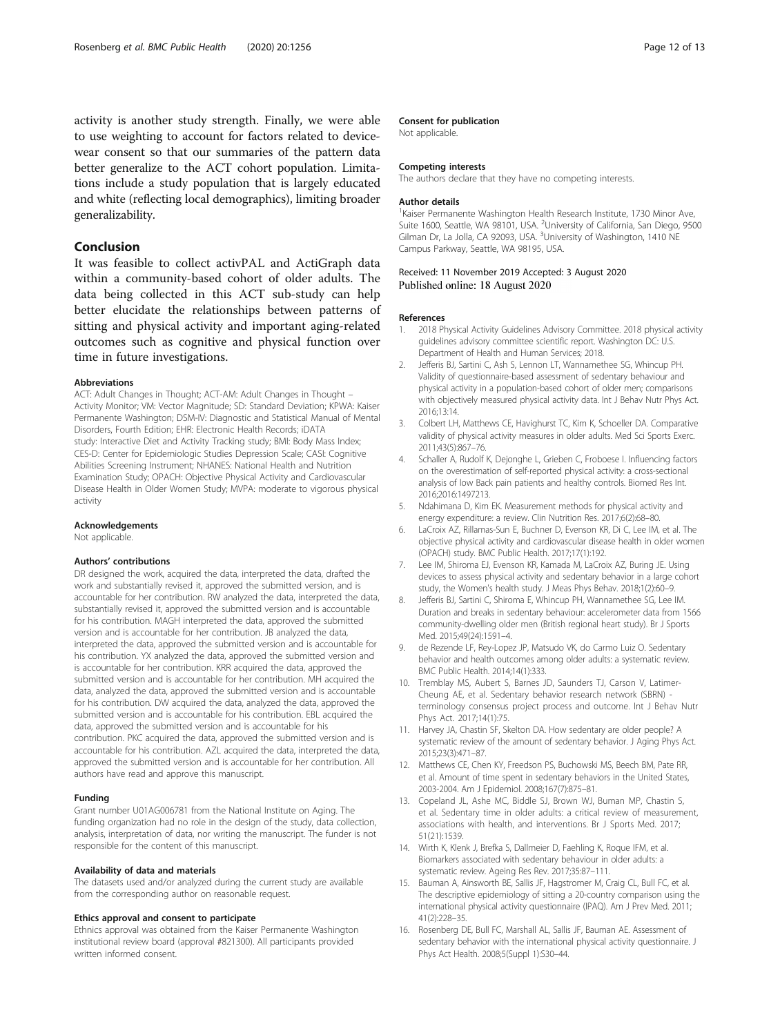activity is another study strength. Finally, we were able to use weighting to account for factors related to device-wear consent so that our summaries of the pattern data better generalize to the ACT cohort population. Limitations include a study population that is largely educated and white (reflecting local demographics), limiting broader generalizability.

## Conclusion

It was feasible to collect activPAL and ActiGraph data within a community-based cohort of older adults. The data being collected in this ACT sub-study can help better elucidate the relationships between patterns of sitting and physical activity and important aging-related outcomes such as cognitive and physical function over time in future investigations.

#### Abbreviations

ACT: Adult Changes in Thought; ACT-AM: Adult Changes in Thought – Activity Monitor; VM: Vector Magnitude; SD: Standard Deviation; KPWA: Kaiser Permanente Washington; DSM-IV: Diagnostic and Statistical Manual of Mental Disorders, Fourth Edition; EHR: Electronic Health Records; iDATA study: Interactive Diet and Activity Tracking study; BMI: Body Mass Index; CES-D: Center for Epidemiologic Studies Depression Scale; CASI: Cognitive Abilities Screening Instrument; NHANES: National Health and Nutrition Examination Study; OPACH: Objective Physical Activity and Cardiovascular Disease Health in Older Women Study; MVPA: moderate to vigorous physical activity

#### Acknowledgements

Not applicable.

#### Authors' contributions

DR designed the work, acquired the data, interpreted the data, drafted the work and substantially revised it, approved the submitted version, and is accountable for her contribution. RW analyzed the data, interpreted the data, substantially revised it, approved the submitted version and is accountable for his contribution. MAGH interpreted the data, approved the submitted version and is accountable for her contribution. JB analyzed the data, interpreted the data, approved the submitted version and is accountable for his contribution. YX analyzed the data, approved the submitted version and is accountable for her contribution. KRR acquired the data, approved the submitted version and is accountable for her contribution. MH acquired the data, analyzed the data, approved the submitted version and is accountable for his contribution. DW acquired the data, analyzed the data, approved the submitted version and is accountable for his contribution. EBL acquired the data, approved the submitted version and is accountable for his contribution. PKC acquired the data, approved the submitted version and is accountable for his contribution. AZL acquired the data, interpreted the data, approved the submitted version and is accountable for her contribution. All authors have read and approve this manuscript.

#### Funding

Grant number U01AG006781 from the National Institute on Aging. The funding organization had no role in the design of the study, data collection, analysis, interpretation of data, nor writing the manuscript. The funder is not responsible for the content of this manuscript.

#### Availability of data and materials

The datasets used and/or analyzed during the current study are available from the corresponding author on reasonable request.

#### Ethics approval and consent to participate

Ethics approval was obtained from the Kaiser Permanente Washington institutional review board (approval #821300). All participants provided written informed consent.

#### Consent for publication

Not applicable.

#### Competing interests

The authors declare that they have no competing interests.

#### Author details

[1]Kaiser Permanente Washington Health Research Institute, 1730 Minor Ave, Suite 1600, Seattle, WA 98101, USA. [2]University of California, San Diego, 9500 Gilman Dr, La Jolla, CA 92093, USA. [3]University of Washington, 1410 NE Campus Parkway, Seattle, WA 98195, USA.

Received: 11 November 2019 Accepted: 3 August 2020
Published online: 18 August 2020

#### References

1. 2018 Physical Activity Guidelines Advisory Committee. 2018 physical activity guidelines advisory committee scientific report. Washington DC: U.S. Department of Health and Human Services; 2018.
2. Jefferis BJ, Sartini C, Ash S, Lennon LT, Wannamethee SG, Whincup PH. Validity of questionnaire-based assessment of sedentary behaviour and physical activity in a population-based cohort of older men; comparisons with objectively measured physical activity data. Int J Behav Nutr Phys Act. 2016;13:14.
3. Colbert LH, Matthews CE, Havighurst TC, Kim K, Schoeller DA. Comparative validity of physical activity measures in older adults. Med Sci Sports Exerc. 2011;43(5):867–76.
4. Schaller A, Rudolf K, Dejonghe L, Grieben C, Froboese I. Influencing factors on the overestimation of self-reported physical activity: a cross-sectional analysis of low Back pain patients and healthy controls. Biomed Res Int. 2016;2016:1497213.
5. Ndahimana D, Kim EK. Measurement methods for physical activity and energy expenditure: a review. Clin Nutrition Res. 2017;6(2):68–80.
6. LaCroix AZ, Rillamas-Sun E, Buchner D, Evenson KR, Di C, Lee IM, et al. The objective physical activity and cardiovascular disease health in older women (OPACH) study. BMC Public Health. 2017;17(1):192.
7. Lee IM, Shiroma EJ, Evenson KR, Kamada M, LaCroix AZ, Buring JE. Using devices to assess physical activity and sedentary behavior in a large cohort study, the Women's health study. J Meas Phys Behav. 2018;1(2):60–9.
8. Jefferis BJ, Sartini C, Shiroma E, Whincup PH, Wannamethee SG, Lee IM. Duration and breaks in sedentary behaviour: accelerometer data from 1566 community-dwelling older men (British regional heart study). Br J Sports Med. 2015;49(24):1591–4.
9. de Rezende LF, Rey-Lopez JP, Matsudo VK, do Carmo Luiz O. Sedentary behavior and health outcomes among older adults: a systematic review. BMC Public Health. 2014;14(1):333.
10. Tremblay MS, Aubert S, Barnes JD, Saunders TJ, Carson V, Latimer-Cheung AE, et al. Sedentary behavior research network (SBRN) - terminology consensus project process and outcome. Int J Behav Nutr Phys Act. 2017;14(1):75.
11. Harvey JA, Chastin SF, Skelton DA. How sedentary are older people? A systematic review of the amount of sedentary behavior. J Aging Phys Act. 2015;23(3):471–87.
12. Matthews CE, Chen KY, Freedson PS, Buchowski MS, Beech BM, Pate RR, et al. Amount of time spent in sedentary behaviors in the United States, 2003-2004. Am J Epidemiol. 2008;167(7):875–81.
13. Copeland JL, Ashe MC, Biddle SJ, Brown WJ, Buman MP, Chastin S, et al. Sedentary time in older adults: a critical review of measurement, associations with health, and interventions. Br J Sports Med. 2017; 51(21):1539.
14. Wirth K, Klenk J, Brefka S, Dallmeier D, Faehling K, Roque IFM, et al. Biomarkers associated with sedentary behaviour in older adults: a systematic review. Ageing Res Rev. 2017;35:87–111.
15. Bauman A, Ainsworth BE, Sallis JF, Hagstromer M, Craig CL, Bull FC, et al. The descriptive epidemiology of sitting a 20-country comparison using the international physical activity questionnaire (IPAQ). Am J Prev Med. 2011; 41(2):228–35.
16. Rosenberg DE, Bull FC, Marshall AL, Sallis JF, Bauman AE. Assessment of sedentary behavior with the international physical activity questionnaire. J Phys Act Health. 2008;5(Suppl 1):S30–44.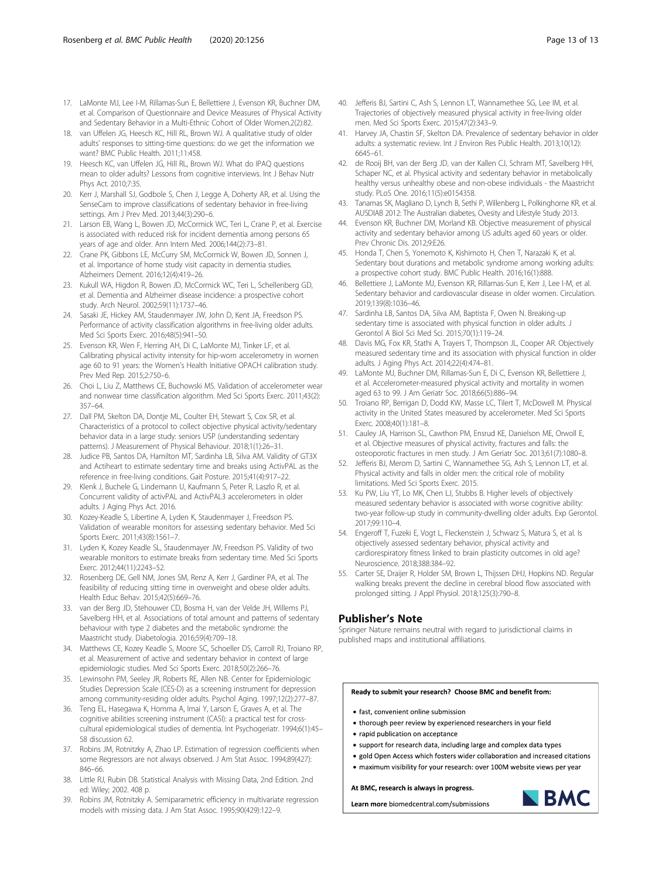17. LaMonte MJ, Lee I-M, Rillamas-Sun E, Bellettiere J, Evenson KR, Buchner DM, et al. Comparison of Questionnaire and Device Measures of Physical Activity and Sedentary Behavior in a Multi-Ethnic Cohort of Older Women.2(2):82.
18. van Uffelen JG, Heesch KC, Hill RL, Brown WJ. A qualitative study of older adults' responses to sitting-time questions: do we get the information we want? BMC Public Health. 2011;11:458.
19. Heesch KC, van Uffelen JG, Hill RL, Brown WJ. What do IPAQ questions mean to older adults? Lessons from cognitive interviews. Int J Behav Nutr Phys Act. 2010;7:35.
20. Kerr J, Marshall SJ, Godbole S, Chen J, Legge A, Doherty AR, et al. Using the SenseCam to improve classifications of sedentary behavior in free-living settings. Am J Prev Med. 2013;44(3):290–6.
21. Larson EB, Wang L, Bowen JD, McCormick WC, Teri L, Crane P, et al. Exercise is associated with reduced risk for incident dementia among persons 65 years of age and older. Ann Intern Med. 2006;144(2):73–81.
22. Crane PK, Gibbons LE, McCurry SM, McCormick W, Bowen JD, Sonnen J, et al. Importance of home study visit capacity in dementia studies. Alzheimers Dement. 2016;12(4):419–26.
23. Kukull WA, Higdon R, Bowen JD, McCormick WC, Teri L, Schellenberg GD, et al. Dementia and Alzheimer disease incidence: a prospective cohort study. Arch Neurol. 2002;59(11):1737–46.
24. Sasaki JE, Hickey AM, Staudenmayer JW, John D, Kent JA, Freedson PS. Performance of activity classification algorithms in free-living older adults. Med Sci Sports Exerc. 2016;48(5):941–50.
25. Evenson KR, Wen F, Herring AH, Di C, LaMonte MJ, Tinker LF, et al. Calibrating physical activity intensity for hip-worn accelerometry in women age 60 to 91 years: the Women's Health Initiative OPACH calibration study. Prev Med Rep. 2015;2:750–6.
26. Choi L, Liu Z, Matthews CE, Buchowski MS. Validation of accelerometer wear and nonwear time classification algorithm. Med Sci Sports Exerc. 2011;43(2): 357–64.
27. Dall PM, Skelton DA, Dontje ML, Coulter EH, Stewart S, Cox SR, et al. Characteristics of a protocol to collect objective physical activity/sedentary behavior data in a large study: seniors USP (understanding sedentary patterns). J Measurement of Physical Behaviour. 2018;1(1):26–31.
28. Judice PB, Santos DA, Hamilton MT, Sardinha LB, Silva AM. Validity of GT3X and Actiheart to estimate sedentary time and breaks using ActivPAL as the reference in free-living conditions. Gait Posture. 2015;41(4):917–22.
29. Klenk J, Buchele G, Lindemann U, Kaufmann S, Peter R, Laszlo R, et al. Concurrent validity of activPAL and ActivPAL3 accelerometers in older adults. J Aging Phys Act. 2016.
30. Kozey-Keadle S, Libertine A, Lyden K, Staudenmayer J, Freedson PS. Validation of wearable monitors for assessing sedentary behavior. Med Sci Sports Exerc. 2011;43(8):1561–7.
31. Lyden K, Kozey Keadle SL, Staudenmayer JW, Freedson PS. Validity of two wearable monitors to estimate breaks from sedentary time. Med Sci Sports Exerc. 2012;44(11):2243–52.
32. Rosenberg DE, Gell NM, Jones SM, Renz A, Kerr J, Gardiner PA, et al. The feasibility of reducing sitting time in overweight and obese older adults. Health Educ Behav. 2015;42(5):669–76.
33. van der Berg JD, Stehouwer CD, Bosma H, van der Velde JH, Willems PJ, Savelberg HH, et al. Associations of total amount and patterns of sedentary behaviour with type 2 diabetes and the metabolic syndrome: the Maastricht study. Diabetologia. 2016;59(4):709–18.
34. Matthews CE, Kozey Keadle S, Moore SC, Schoeller DS, Carroll RJ, Troiano RP, et al. Measurement of active and sedentary behavior in context of large epidemiologic studies. Med Sci Sports Exerc. 2018;50(2):266–76.
35. Lewinsohn PM, Seeley JR, Roberts RE, Allen NB. Center for Epidemiologic Studies Depression Scale (CES-D) as a screening instrument for depression among community-residing older adults. Psychol Aging. 1997;12(2):277–87.
36. Teng EL, Hasegawa K, Homma A, Imai Y, Larson E, Graves A, et al. The cognitive abilities screening instrument (CASI): a practical test for cross-cultural epidemiological studies of dementia. Int Psychogeriatr. 1994;6(1):45–58 discussion 62.
37. Robins JM, Rotnitzky A, Zhao LP. Estimation of regression coefficients when some Regressors are not always observed. J Am Stat Assoc. 1994;89(427): 846–66.
38. Little RJ, Rubin DB. Statistical Analysis with Missing Data, 2nd Edition. 2nd ed: Wiley; 2002. 408 p.
39. Robins JM, Rotnitzky A. Semiparametric efficiency in multivariate regression models with missing data. J Am Stat Assoc. 1995;90(429):122–9.
40. Jefferis BJ, Sartini C, Ash S, Lennon LT, Wannamethee SG, Lee IM, et al. Trajectories of objectively measured physical activity in free-living older men. Med Sci Sports Exerc. 2015;47(2):343–9.
41. Harvey JA, Chastin SF, Skelton DA. Prevalence of sedentary behavior in older adults: a systematic review. Int J Environ Res Public Health. 2013;10(12): 6645–61.
42. de Rooij BH, van der Berg JD, van der Kallen CJ, Schram MT, Savelberg HH, Schaper NC, et al. Physical activity and sedentary behavior in metabolically healthy versus unhealthy obese and non-obese individuals - the Maastricht study. PLoS One. 2016;11(5):e0154358.
43. Tanamas SK, Magliano D, Lynch B, Sethi P, Willenberg L, Polkinghorne KR, et al. AUSDIAB 2012: The Australian diabetes, Ovesity and Lifestyle Study 2013.
44. Evenson KR, Buchner DM, Morland KB. Objective measurement of physical activity and sedentary behavior among US adults aged 60 years or older. Prev Chronic Dis. 2012;9:E26.
45. Honda T, Chen S, Yonemoto K, Kishimoto H, Chen T, Narazaki K, et al. Sedentary bout durations and metabolic syndrome among working adults: a prospective cohort study. BMC Public Health. 2016;16(1):888.
46. Bellettiere J, LaMonte MJ, Evenson KR, Rillamas-Sun E, Kerr J, Lee I-M, et al. Sedentary behavior and cardiovascular disease in older women. Circulation. 2019;139(8):1036–46.
47. Sardinha LB, Santos DA, Silva AM, Baptista F, Owen N. Breaking-up sedentary time is associated with physical function in older adults. J Gerontol A Biol Sci Med Sci. 2015;70(1):119–24.
48. Davis MG, Fox KR, Stathi A, Trayers T, Thompson JL, Cooper AR. Objectively measured sedentary time and its association with physical function in older adults. J Aging Phys Act. 2014;22(4):474–81.
49. LaMonte MJ, Buchner DM, Rillamas-Sun E, Di C, Evenson KR, Bellettiere J, et al. Accelerometer-measured physical activity and mortality in women aged 63 to 99. J Am Geriatr Soc. 2018;66(5):886–94.
50. Troiano RP, Berrigan D, Dodd KW, Masse LC, Tilert T, McDowell M. Physical activity in the United States measured by accelerometer. Med Sci Sports Exerc. 2008;40(1):181–8.
51. Cauley JA, Harrison SL, Cawthon PM, Ensrud KE, Danielson ME, Orwoll E, et al. Objective measures of physical activity, fractures and falls: the osteoporotic fractures in men study. J Am Geriatr Soc. 2013;61(7):1080–8.
52. Jefferis BJ, Merom D, Sartini C, Wannamethee SG, Ash S, Lennon LT, et al. Physical activity and falls in older men: the critical role of mobility limitations. Med Sci Sports Exerc. 2015.
53. Ku PW, Liu YT, Lo MK, Chen LJ, Stubbs B. Higher levels of objectively measured sedentary behavior is associated with worse cognitive ability: two-year follow-up study in community-dwelling older adults. Exp Gerontol. 2017;99:110–4.
54. Engeroff T, Fuzeki E, Vogt L, Fleckenstein J, Schwarz S, Matura S, et al. Is objectively assessed sedentary behavior, physical activity and cardiorespiratory fitness linked to brain plasticity outcomes in old age? Neuroscience. 2018;388:384–92.
55. Carter SE, Draijer R, Holder SM, Brown L, Thijssen DHJ, Hopkins ND. Regular walking breaks prevent the decline in cerebral blood flow associated with prolonged sitting. J Appl Physiol. 2018;125(3):790–8.

## Publisher's Note

Springer Nature remains neutral with regard to jurisdictional claims in published maps and institutional affiliations.

**Ready to submit your research? Choose BMC and benefit from:**

- fast, convenient online submission
- thorough peer review by experienced researchers in your field
- rapid publication on acceptance
- support for research data, including large and complex data types
- gold Open Access which fosters wider collaboration and increased citations
- maximum visibility for your research: over 100M website views per year

**At BMC, research is always in progress.**

**Learn more** biomedcentral.com/submissions

BMC